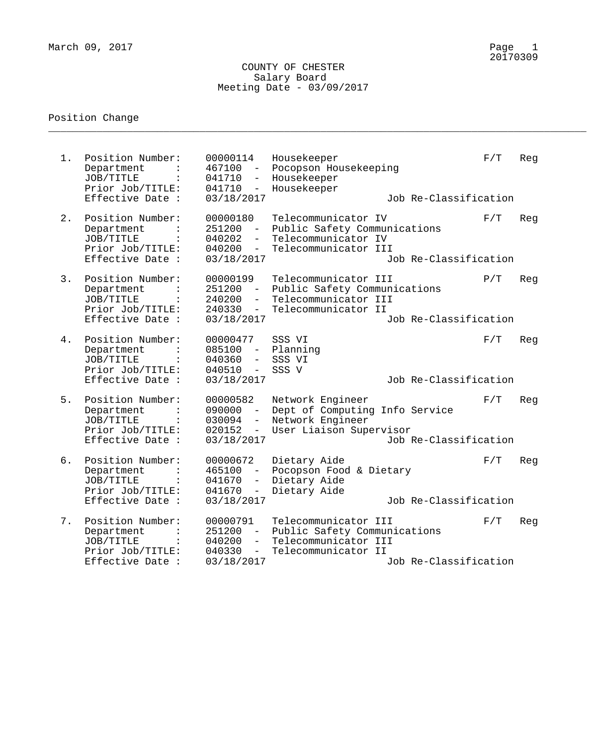March 09, 2017

# COUNTY OF CHESTER
## Salary Board
### Meeting Date - 03/09/2017

Position Change

---

1. Position Number: 00000114 Housekeeper F/T Reg
   Department : 467100 - Pocopson Housekeeping
   JOB/TITLE : 041710 - Housekeeper
   Prior Job/TITLE: 041710 - Housekeeper
   Effective Date : 03/18/2017 Job Re-Classification

2. Position Number: 00000180 Telecommunicator IV F/T Reg
   Department : 251200 - Public Safety Communications
   JOB/TITLE : 040202 - Telecommunicator IV
   Prior Job/TITLE: 040200 - Telecommunicator III
   Effective Date : 03/18/2017 Job Re-Classification

3. Position Number: 00000199 Telecommunicator III P/T Reg
   Department : 251200 - Public Safety Communications
   JOB/TITLE : 240200 - Telecommunicator III
   Prior Job/TITLE: 240330 - Telecommunicator II
   Effective Date : 03/18/2017 Job Re-Classification

4. Position Number: 00000477 SSS VI F/T Reg
   Department : 085100 - Planning
   JOB/TITLE : 040360 - SSS VI
   Prior Job/TITLE: 040510 - SSS V
   Effective Date : 03/18/2017 Job Re-Classification

5. Position Number: 00000582 Network Engineer F/T Reg
   Department : 090000 - Dept of Computing Info Service
   JOB/TITLE : 030094 - Network Engineer
   Prior Job/TITLE: 020152 - User Liaison Supervisor
   Effective Date : 03/18/2017 Job Re-Classification

6. Position Number: 00000672 Dietary Aide F/T Reg
   Department : 465100 - Pocopson Food & Dietary
   JOB/TITLE : 041670 - Dietary Aide
   Prior Job/TITLE: 041670 - Dietary Aide
   Effective Date : 03/18/2017 Job Re-Classification

7. Position Number: 00000791 Telecommunicator III F/T Reg
   Department : 251200 - Public Safety Communications
   JOB/TITLE : 040200 - Telecommunicator III
   Prior Job/TITLE: 040330 - Telecommunicator II
   Effective Date : 03/18/2017 Job Re-Classification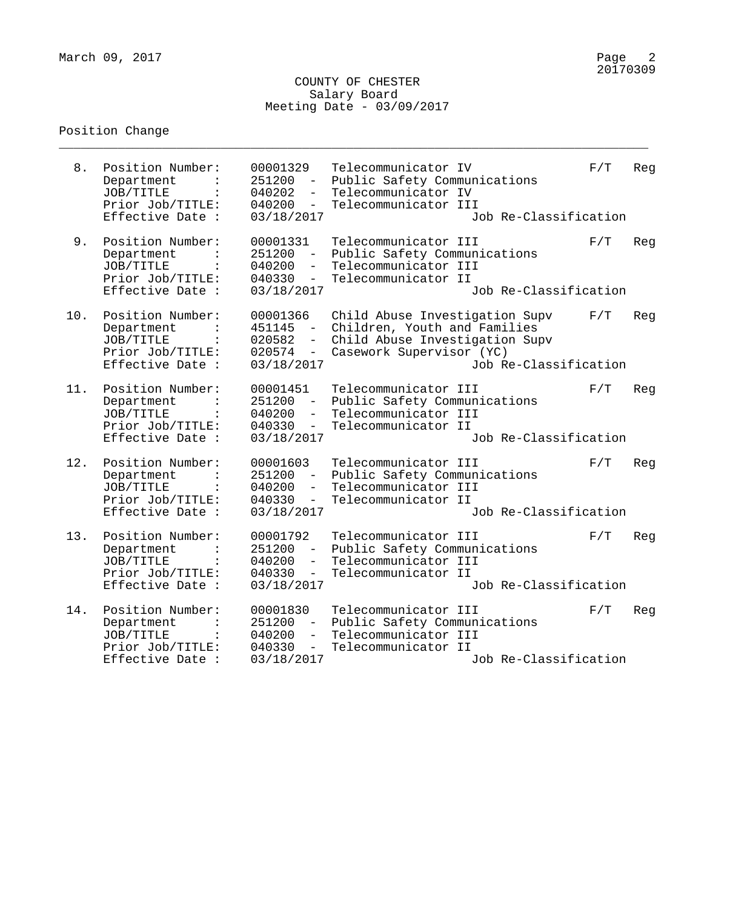COUNTY OF CHESTER
Salary Board
Meeting Date - 03/09/2017

Position Change

8. Position Number: 00001329 Telecommunicator IV F/T Reg
   Department : 251200 - Public Safety Communications
   JOB/TITLE : 040202 - Telecommunicator IV
   Prior Job/TITLE: 040200 - Telecommunicator III
   Effective Date : 03/18/2017 Job Re-Classification

9. Position Number: 00001331 Telecommunicator III F/T Reg
   Department : 251200 - Public Safety Communications
   JOB/TITLE : 040200 - Telecommunicator III
   Prior Job/TITLE: 040330 - Telecommunicator II
   Effective Date : 03/18/2017 Job Re-Classification

10. Position Number: 00001366 Child Abuse Investigation Supv F/T Reg
   Department : 451145 - Children, Youth and Families
   JOB/TITLE : 020582 - Child Abuse Investigation Supv
   Prior Job/TITLE: 020574 - Casework Supervisor (YC)
   Effective Date : 03/18/2017 Job Re-Classification

11. Position Number: 00001451 Telecommunicator III F/T Reg
   Department : 251200 - Public Safety Communications
   JOB/TITLE : 040200 - Telecommunicator III
   Prior Job/TITLE: 040330 - Telecommunicator II
   Effective Date : 03/18/2017 Job Re-Classification

12. Position Number: 00001603 Telecommunicator III F/T Reg
   Department : 251200 - Public Safety Communications
   JOB/TITLE : 040200 - Telecommunicator III
   Prior Job/TITLE: 040330 - Telecommunicator II
   Effective Date : 03/18/2017 Job Re-Classification

13. Position Number: 00001792 Telecommunicator III F/T Reg
   Department : 251200 - Public Safety Communications
   JOB/TITLE : 040200 - Telecommunicator III
   Prior Job/TITLE: 040330 - Telecommunicator II
   Effective Date : 03/18/2017 Job Re-Classification

14. Position Number: 00001830 Telecommunicator III F/T Reg
   Department : 251200 - Public Safety Communications
   JOB/TITLE : 040200 - Telecommunicator III
   Prior Job/TITLE: 040330 - Telecommunicator II
   Effective Date : 03/18/2017 Job Re-Classification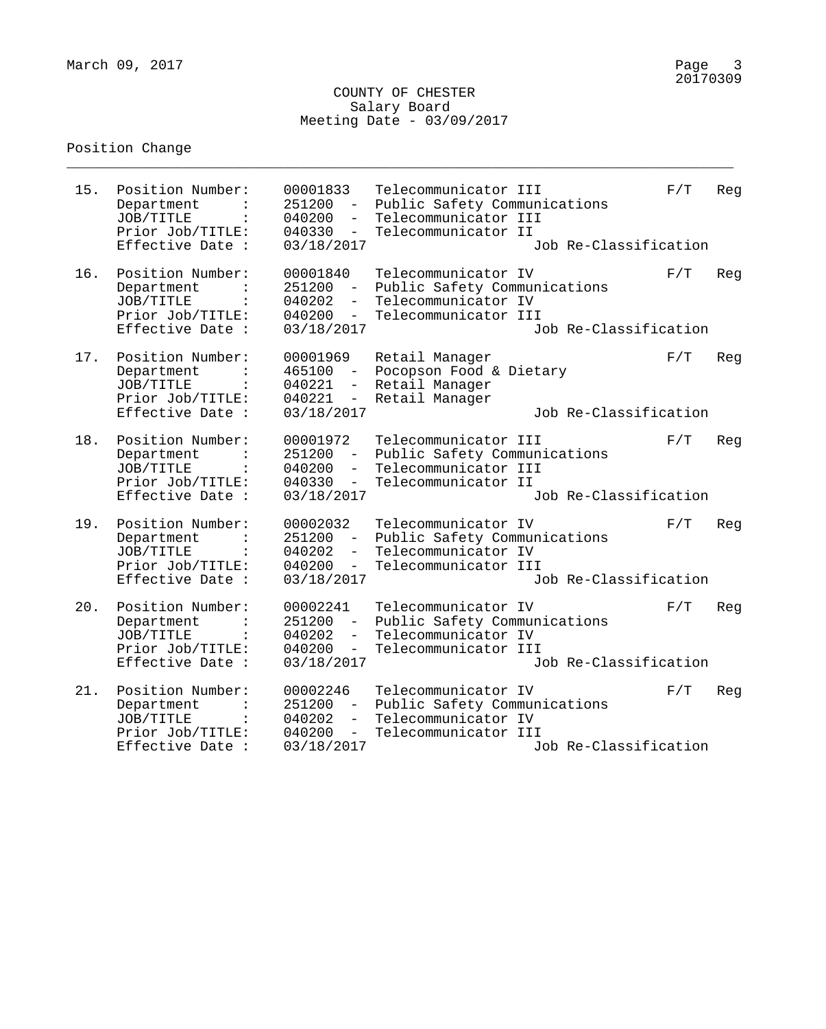COUNTY OF CHESTER
Salary Board
Meeting Date - 03/09/2017

Position Change

---

15. Position Number: 00001833 Telecommunicator III F/T Reg
    Department : 251200 - Public Safety Communications
    JOB/TITLE : 040200 - Telecommunicator III
    Prior Job/TITLE: 040330 - Telecommunicator II
    Effective Date : 03/18/2017 Job Re-Classification

16. Position Number: 00001840 Telecommunicator IV F/T Reg
    Department : 251200 - Public Safety Communications
    JOB/TITLE : 040202 - Telecommunicator IV
    Prior Job/TITLE: 040200 - Telecommunicator III
    Effective Date : 03/18/2017 Job Re-Classification

17. Position Number: 00001969 Retail Manager F/T Reg
    Department : 465100 - Pocopson Food & Dietary
    JOB/TITLE : 040221 - Retail Manager
    Prior Job/TITLE: 040221 - Retail Manager
    Effective Date : 03/18/2017 Job Re-Classification

18. Position Number: 00001972 Telecommunicator III F/T Reg
    Department : 251200 - Public Safety Communications
    JOB/TITLE : 040200 - Telecommunicator III
    Prior Job/TITLE: 040330 - Telecommunicator II
    Effective Date : 03/18/2017 Job Re-Classification

19. Position Number: 00002032 Telecommunicator IV F/T Reg
    Department : 251200 - Public Safety Communications
    JOB/TITLE : 040202 - Telecommunicator IV
    Prior Job/TITLE: 040200 - Telecommunicator III
    Effective Date : 03/18/2017 Job Re-Classification

20. Position Number: 00002241 Telecommunicator IV F/T Reg
    Department : 251200 - Public Safety Communications
    JOB/TITLE : 040202 - Telecommunicator IV
    Prior Job/TITLE: 040200 - Telecommunicator III
    Effective Date : 03/18/2017 Job Re-Classification

21. Position Number: 00002246 Telecommunicator IV F/T Reg
    Department : 251200 - Public Safety Communications
    JOB/TITLE : 040202 - Telecommunicator IV
    Prior Job/TITLE: 040200 - Telecommunicator III
    Effective Date : 03/18/2017 Job Re-Classification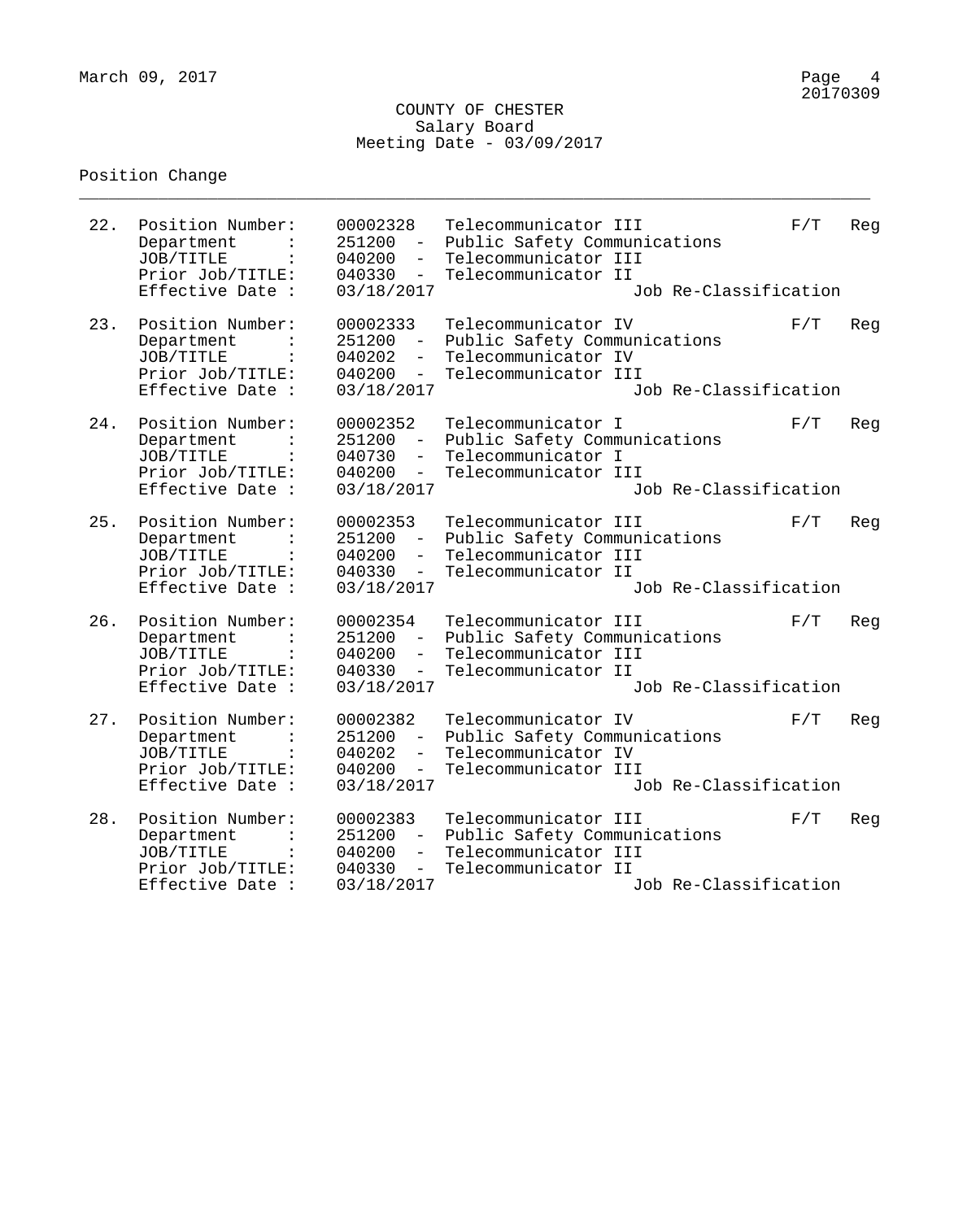COUNTY OF CHESTER
Salary Board
Meeting Date - 03/09/2017

Position Change

---

22. Position Number: 00002328 Telecommunicator III F/T Reg
    Department : 251200 - Public Safety Communications
    JOB/TITLE : 040200 - Telecommunicator III
    Prior Job/TITLE: 040330 - Telecommunicator II
    Effective Date : 03/18/2017 Job Re-Classification

23. Position Number: 00002333 Telecommunicator IV F/T Reg
    Department : 251200 - Public Safety Communications
    JOB/TITLE : 040202 - Telecommunicator IV
    Prior Job/TITLE: 040200 - Telecommunicator III
    Effective Date : 03/18/2017 Job Re-Classification

24. Position Number: 00002352 Telecommunicator I F/T Reg
    Department : 251200 - Public Safety Communications
    JOB/TITLE : 040730 - Telecommunicator I
    Prior Job/TITLE: 040200 - Telecommunicator III
    Effective Date : 03/18/2017 Job Re-Classification

25. Position Number: 00002353 Telecommunicator III F/T Reg
    Department : 251200 - Public Safety Communications
    JOB/TITLE : 040200 - Telecommunicator III
    Prior Job/TITLE: 040330 - Telecommunicator II
    Effective Date : 03/18/2017 Job Re-Classification

26. Position Number: 00002354 Telecommunicator III F/T Reg
    Department : 251200 - Public Safety Communications
    JOB/TITLE : 040200 - Telecommunicator III
    Prior Job/TITLE: 040330 - Telecommunicator II
    Effective Date : 03/18/2017 Job Re-Classification

27. Position Number: 00002382 Telecommunicator IV F/T Reg
    Department : 251200 - Public Safety Communications
    JOB/TITLE : 040202 - Telecommunicator IV
    Prior Job/TITLE: 040200 - Telecommunicator III
    Effective Date : 03/18/2017 Job Re-Classification

28. Position Number: 00002383 Telecommunicator III F/T Reg
    Department : 251200 - Public Safety Communications
    JOB/TITLE : 040200 - Telecommunicator III
    Prior Job/TITLE: 040330 - Telecommunicator II
    Effective Date : 03/18/2017 Job Re-Classification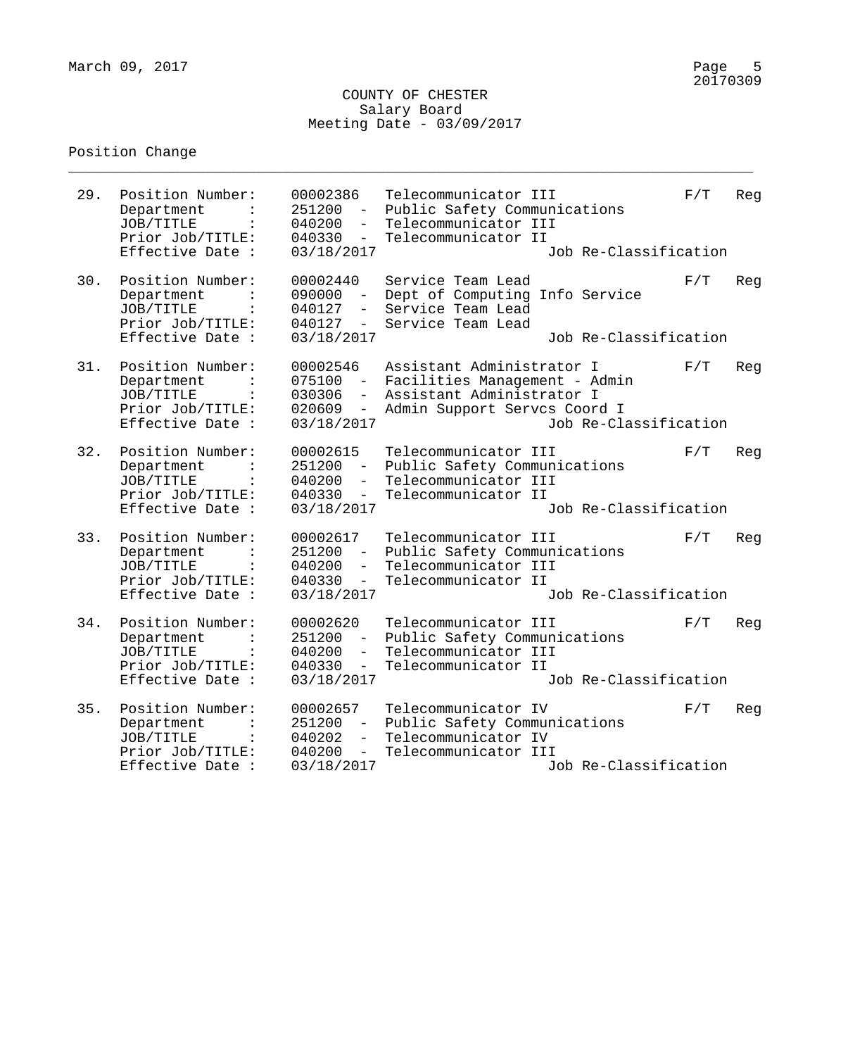COUNTY OF CHESTER
Salary Board
Meeting Date - 03/09/2017

Position Change

---

29. Position Number: 00002386 Telecommunicator III F/T Reg
    Department : 251200 - Public Safety Communications
    JOB/TITLE : 040200 - Telecommunicator III
    Prior Job/TITLE: 040330 - Telecommunicator II
    Effective Date : 03/18/2017 Job Re-Classification

30. Position Number: 00002440 Service Team Lead F/T Reg
    Department : 090000 - Dept of Computing Info Service
    JOB/TITLE : 040127 - Service Team Lead
    Prior Job/TITLE: 040127 - Service Team Lead
    Effective Date : 03/18/2017 Job Re-Classification

31. Position Number: 00002546 Assistant Administrator I F/T Reg
    Department : 075100 - Facilities Management - Admin
    JOB/TITLE : 030306 - Assistant Administrator I
    Prior Job/TITLE: 020609 - Admin Support Servcs Coord I
    Effective Date : 03/18/2017 Job Re-Classification

32. Position Number: 00002615 Telecommunicator III F/T Reg
    Department : 251200 - Public Safety Communications
    JOB/TITLE : 040200 - Telecommunicator III
    Prior Job/TITLE: 040330 - Telecommunicator II
    Effective Date : 03/18/2017 Job Re-Classification

33. Position Number: 00002617 Telecommunicator III F/T Reg
    Department : 251200 - Public Safety Communications
    JOB/TITLE : 040200 - Telecommunicator III
    Prior Job/TITLE: 040330 - Telecommunicator II
    Effective Date : 03/18/2017 Job Re-Classification

34. Position Number: 00002620 Telecommunicator III F/T Reg
    Department : 251200 - Public Safety Communications
    JOB/TITLE : 040200 - Telecommunicator III
    Prior Job/TITLE: 040330 - Telecommunicator II
    Effective Date : 03/18/2017 Job Re-Classification

35. Position Number: 00002657 Telecommunicator IV F/T Reg
    Department : 251200 - Public Safety Communications
    JOB/TITLE : 040202 - Telecommunicator IV
    Prior Job/TITLE: 040200 - Telecommunicator III
    Effective Date : 03/18/2017 Job Re-Classification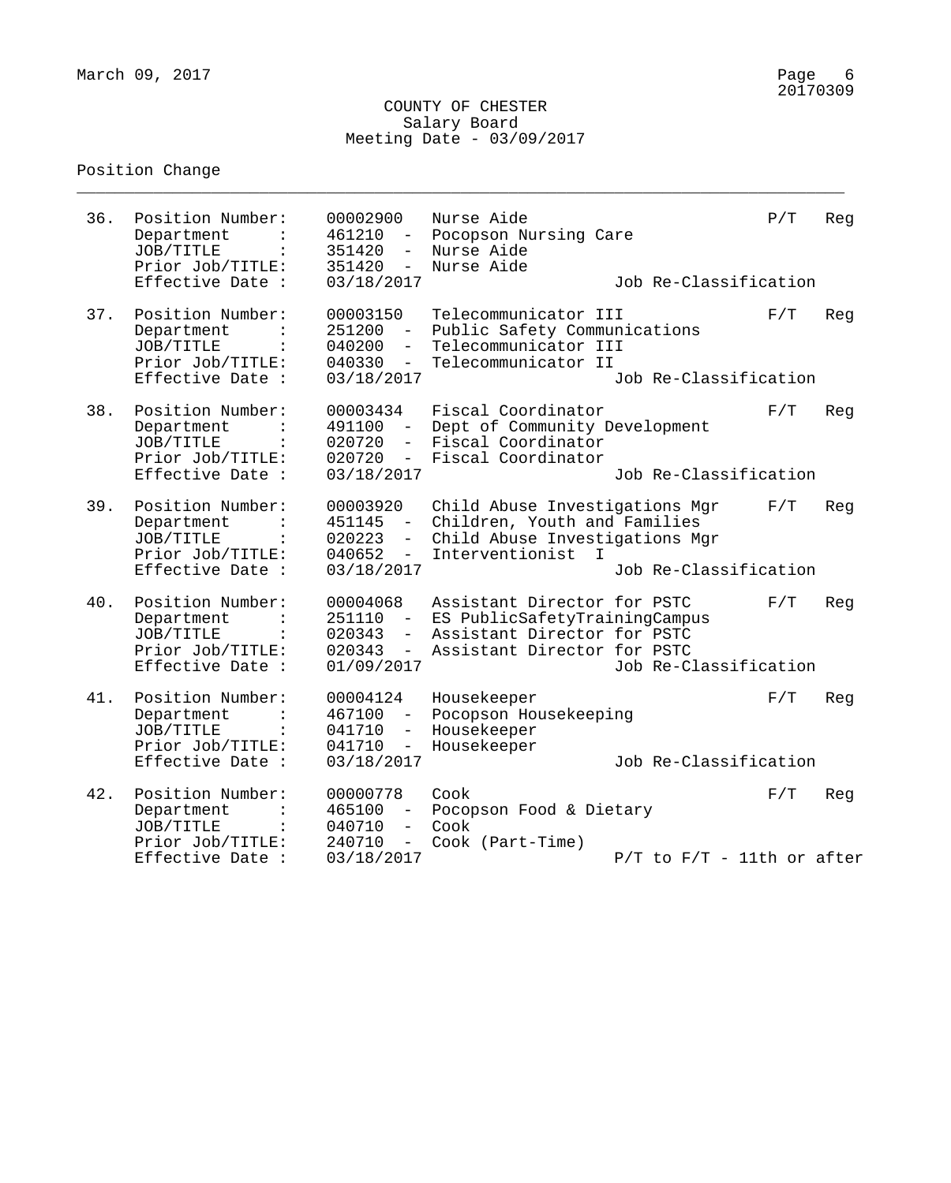COUNTY OF CHESTER
Salary Board
Meeting Date - 03/09/2017

Position Change

---

36. Position Number: 00002900 Nurse Aide P/T Reg
    Department : 461210 - Pocopson Nursing Care
    JOB/TITLE : 351420 - Nurse Aide
    Prior Job/TITLE: 351420 - Nurse Aide
    Effective Date : 03/18/2017 Job Re-Classification

37. Position Number: 00003150 Telecommunicator III F/T Reg
    Department : 251200 - Public Safety Communications
    JOB/TITLE : 040200 - Telecommunicator III
    Prior Job/TITLE: 040330 - Telecommunicator II
    Effective Date : 03/18/2017 Job Re-Classification

38. Position Number: 00003434 Fiscal Coordinator F/T Reg
    Department : 491100 - Dept of Community Development
    JOB/TITLE : 020720 - Fiscal Coordinator
    Prior Job/TITLE: 020720 - Fiscal Coordinator
    Effective Date : 03/18/2017 Job Re-Classification

39. Position Number: 00003920 Child Abuse Investigations Mgr F/T Reg
    Department : 451145 - Children, Youth and Families
    JOB/TITLE : 020223 - Child Abuse Investigations Mgr
    Prior Job/TITLE: 040652 - Interventionist I
    Effective Date : 03/18/2017 Job Re-Classification

40. Position Number: 00004068 Assistant Director for PSTC F/T Reg
    Department : 251110 - ES PublicSafetyTrainingCampus
    JOB/TITLE : 020343 - Assistant Director for PSTC
    Prior Job/TITLE: 020343 - Assistant Director for PSTC
    Effective Date : 01/09/2017 Job Re-Classification

41. Position Number: 00004124 Housekeeper F/T Reg
    Department : 467100 - Pocopson Housekeeping
    JOB/TITLE : 041710 - Housekeeper
    Prior Job/TITLE: 041710 - Housekeeper
    Effective Date : 03/18/2017 Job Re-Classification

42. Position Number: 00000778 Cook F/T Reg
    Department : 465100 - Pocopson Food & Dietary
    JOB/TITLE : 040710 - Cook
    Prior Job/TITLE: 240710 - Cook (Part-Time)
    Effective Date : 03/18/2017 P/T to F/T - 11th or after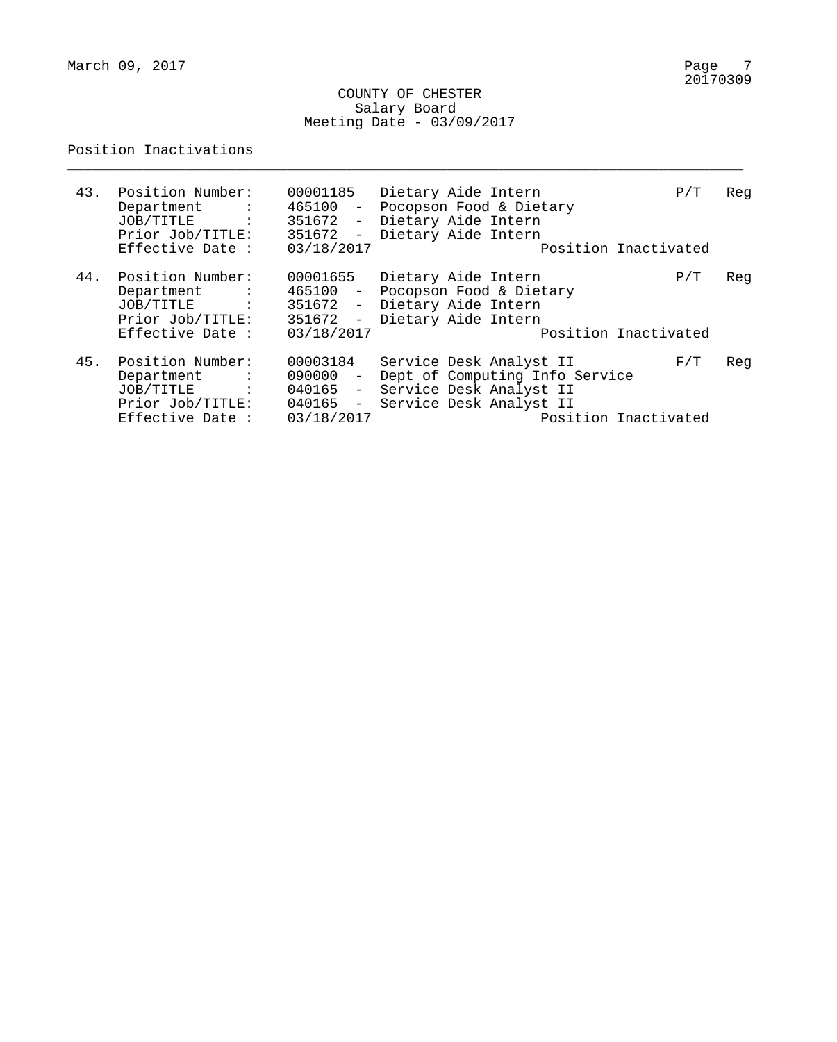March 09, 2017

COUNTY OF CHESTER
Salary Board
Meeting Date - 03/09/2017

## Position Inactivations

---

**43.** Position Number: 00001185 Dietary Aide Intern — P/T — Reg
Department : 465100 - Pocopson Food & Dietary
JOB/TITLE : 351672 - Dietary Aide Intern
Prior Job/TITLE: 351672 - Dietary Aide Intern
Effective Date : 03/18/2017 — Position Inactivated

**44.** Position Number: 00001655 Dietary Aide Intern — P/T — Reg
Department : 465100 - Pocopson Food & Dietary
JOB/TITLE : 351672 - Dietary Aide Intern
Prior Job/TITLE: 351672 - Dietary Aide Intern
Effective Date : 03/18/2017 — Position Inactivated

**45.** Position Number: 00003184 Service Desk Analyst II — F/T — Reg
Department : 090000 - Dept of Computing Info Service
JOB/TITLE : 040165 - Service Desk Analyst II
Prior Job/TITLE: 040165 - Service Desk Analyst II
Effective Date : 03/18/2017 — Position Inactivated